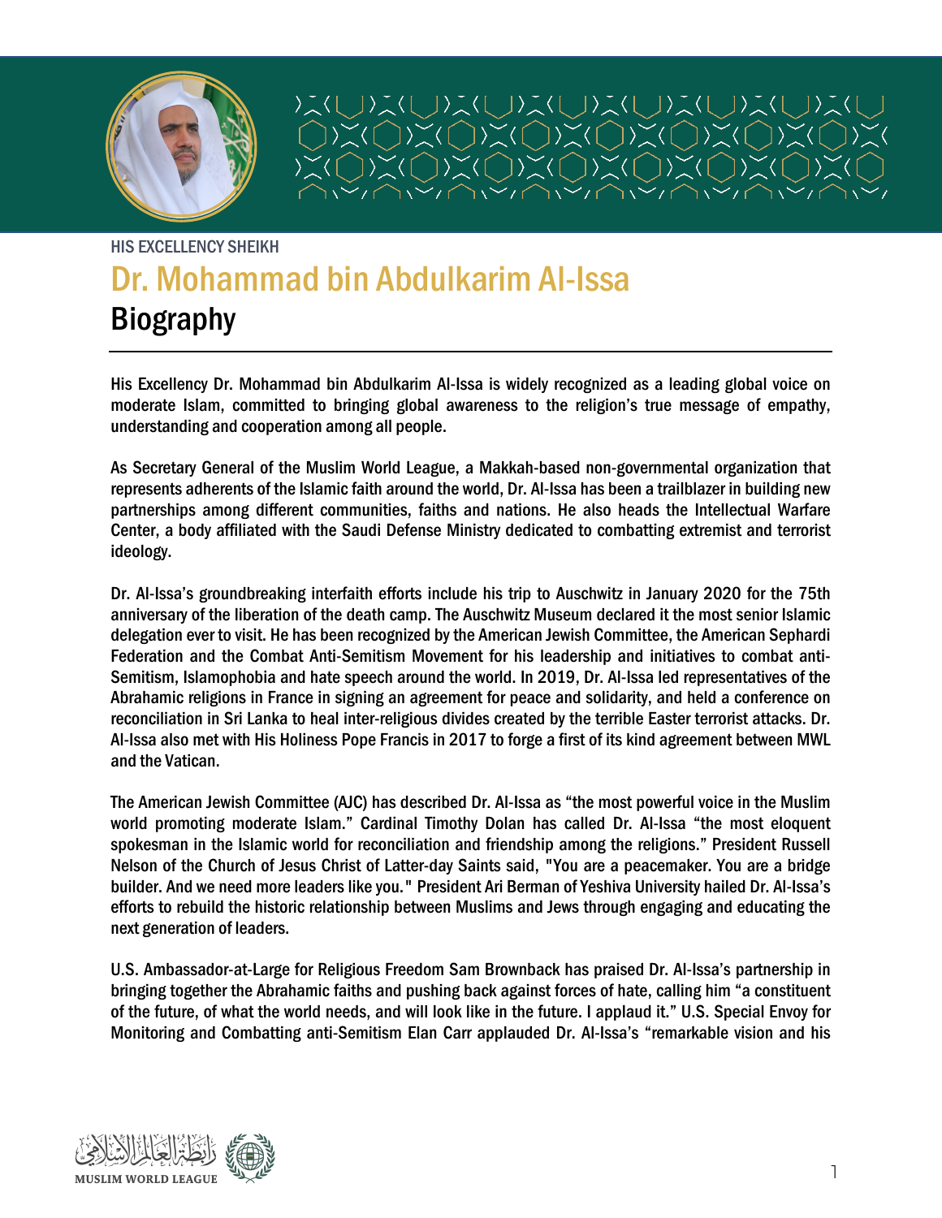HIS EXCELLENCY SHEIKH

# Dr. Mohammad bin Abdulkarim Al-Issa

## Biography

His Excellency Dr. Mohammad bin Abdulkarim Al-Issa is widely recognized as a leading global voice on moderate Islam, committed to bringing global awareness to the religion's true message of empathy, understanding and cooperation among all people.

As Secretary General of the Muslim World League, a Makkah-based non-governmental organization that represents adherents of the Islamic faith around the world, Dr. Al-Issa has been a trailblazer in building new partnerships among different communities, faiths and nations. He also heads the Intellectual Warfare Center, a body affiliated with the Saudi Defense Ministry dedicated to combatting extremist and terrorist ideology.

Dr. Al-Issa's groundbreaking interfaith efforts include his trip to Auschwitz in January 2020 for the 75th anniversary of the liberation of the death camp. The Auschwitz Museum declared it the most senior Islamic delegation ever to visit. He has been recognized by the American Jewish Committee, the American Sephardi Federation and the Combat Anti-Semitism Movement for his leadership and initiatives to combat anti-Semitism, Islamophobia and hate speech around the world. In 2019, Dr. Al-Issa led representatives of the Abrahamic religions in France in signing an agreement for peace and solidarity, and held a conference on reconciliation in Sri Lanka to heal inter-religious divides created by the terrible Easter terrorist attacks. Dr. Al-Issa also met with His Holiness Pope Francis in 2017 to forge a first of its kind agreement between MWL and the Vatican.

The American Jewish Committee (AJC) has described Dr. Al-Issa as "the most powerful voice in the Muslim world promoting moderate Islam." Cardinal Timothy Dolan has called Dr. Al-Issa "the most eloquent spokesman in the Islamic world for reconciliation and friendship among the religions." President Russell Nelson of the Church of Jesus Christ of Latter-day Saints said, "You are a peacemaker. You are a bridge builder. And we need more leaders like you." President Ari Berman of Yeshiva University hailed Dr. Al-Issa's efforts to rebuild the historic relationship between Muslims and Jews through engaging and educating the next generation of leaders.

U.S. Ambassador-at-Large for Religious Freedom Sam Brownback has praised Dr. Al-Issa's partnership in bringing together the Abrahamic faiths and pushing back against forces of hate, calling him "a constituent of the future, of what the world needs, and will look like in the future. I applaud it." U.S. Special Envoy for Monitoring and Combatting anti-Semitism Elan Carr applauded Dr. Al-Issa's "remarkable vision and his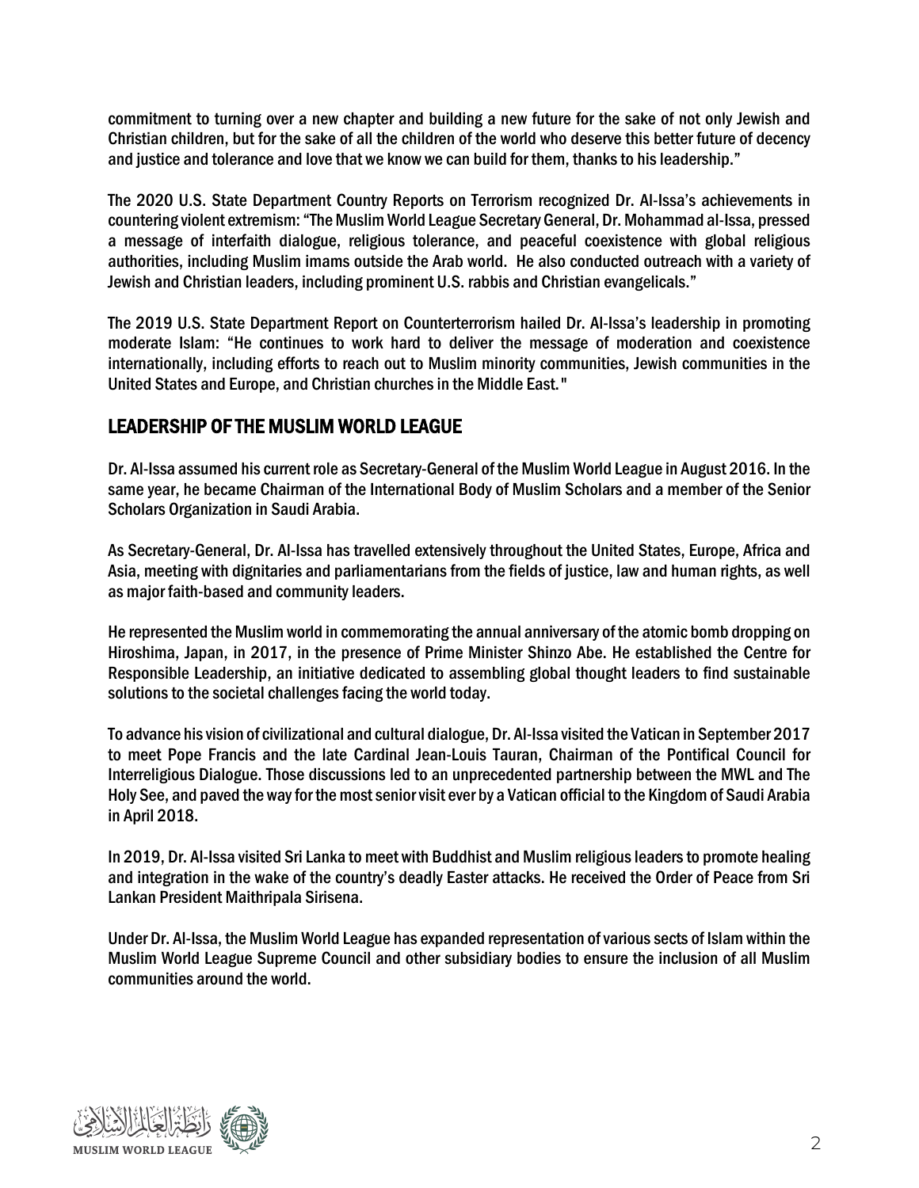commitment to turning over a new chapter and building a new future for the sake of not only Jewish and Christian children, but for the sake of all the children of the world who deserve this better future of decency and justice and tolerance and love that we know we can build for them, thanks to his leadership."

The 2020 U.S. State Department Country Reports on Terrorism recognized Dr. Al-Issa's achievements in countering violent extremism: "The Muslim World League Secretary General, Dr. Mohammad al-Issa, pressed a message of interfaith dialogue, religious tolerance, and peaceful coexistence with global religious authorities, including Muslim imams outside the Arab world. He also conducted outreach with a variety of Jewish and Christian leaders, including prominent U.S. rabbis and Christian evangelicals."

The 2019 U.S. State Department Report on Counterterrorism hailed Dr. Al-Issa's leadership in promoting moderate Islam: "He continues to work hard to deliver the message of moderation and coexistence internationally, including efforts to reach out to Muslim minority communities, Jewish communities in the United States and Europe, and Christian churches in the Middle East."

## LEADERSHIP OF THE MUSLIM WORLD LEAGUE

Dr. Al-Issa assumed his current role as Secretary-General of the Muslim World League in August 2016. In the same year, he became Chairman of the International Body of Muslim Scholars and a member of the Senior Scholars Organization in Saudi Arabia.

As Secretary-General, Dr. Al-Issa has travelled extensively throughout the United States, Europe, Africa and Asia, meeting with dignitaries and parliamentarians from the fields of justice, law and human rights, as well as major faith-based and community leaders.

He represented the Muslim world in commemorating the annual anniversary of the atomic bomb dropping on Hiroshima, Japan, in 2017, in the presence of Prime Minister Shinzo Abe. He established the Centre for Responsible Leadership, an initiative dedicated to assembling global thought leaders to find sustainable solutions to the societal challenges facing the world today.

To advance his vision of civilizational and cultural dialogue, Dr. Al-Issa visited the Vatican in September 2017 to meet Pope Francis and the late Cardinal Jean-Louis Tauran, Chairman of the Pontifical Council for Interreligious Dialogue. Those discussions led to an unprecedented partnership between the MWL and The Holy See, and paved the way for the most senior visit ever by a Vatican official to the Kingdom of Saudi Arabia in April 2018.

In 2019, Dr. Al-Issa visited Sri Lanka to meet with Buddhist and Muslim religious leaders to promote healing and integration in the wake of the country's deadly Easter attacks. He received the Order of Peace from Sri Lankan President Maithripala Sirisena.

Under Dr. Al-Issa, the Muslim World League has expanded representation of various sects of Islam within the Muslim World League Supreme Council and other subsidiary bodies to ensure the inclusion of all Muslim communities around the world.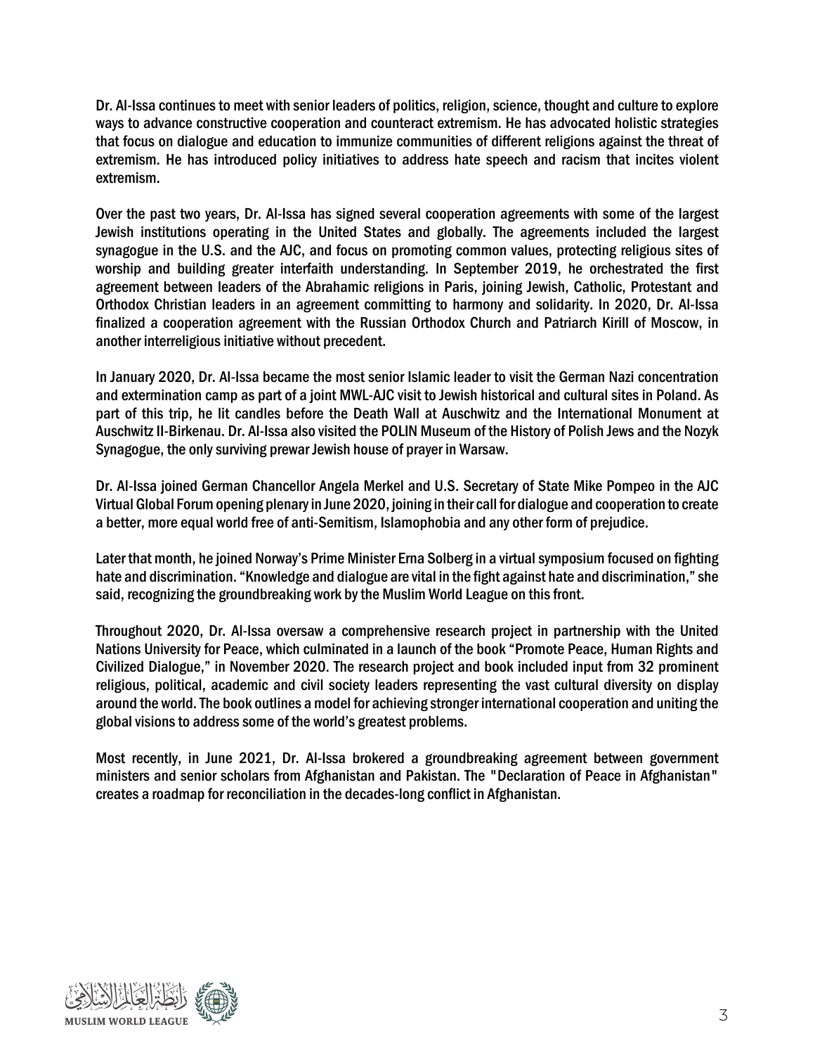Dr. Al-Issa continues to meet with senior leaders of politics, religion, science, thought and culture to explore ways to advance constructive cooperation and counteract extremism. He has advocated holistic strategies that focus on dialogue and education to immunize communities of different religions against the threat of extremism. He has introduced policy initiatives to address hate speech and racism that incites violent extremism.

Over the past two years, Dr. Al-Issa has signed several cooperation agreements with some of the largest Jewish institutions operating in the United States and globally. The agreements included the largest synagogue in the U.S. and the AJC, and focus on promoting common values, protecting religious sites of worship and building greater interfaith understanding. In September 2019, he orchestrated the first agreement between leaders of the Abrahamic religions in Paris, joining Jewish, Catholic, Protestant and Orthodox Christian leaders in an agreement committing to harmony and solidarity. In 2020, Dr. Al-Issa finalized a cooperation agreement with the Russian Orthodox Church and Patriarch Kirill of Moscow, in another interreligious initiative without precedent.

In January 2020, Dr. Al-Issa became the most senior Islamic leader to visit the German Nazi concentration and extermination camp as part of a joint MWL-AJC visit to Jewish historical and cultural sites in Poland. As part of this trip, he lit candles before the Death Wall at Auschwitz and the International Monument at Auschwitz II-Birkenau. Dr. Al-Issa also visited the POLIN Museum of the History of Polish Jews and the Nozyk Synagogue, the only surviving prewar Jewish house of prayer in Warsaw.

Dr. Al-Issa joined German Chancellor Angela Merkel and U.S. Secretary of State Mike Pompeo in the AJC Virtual Global Forum opening plenary in June 2020, joining in their call for dialogue and cooperation to create a better, more equal world free of anti-Semitism, Islamophobia and any other form of prejudice.

Later that month, he joined Norway's Prime Minister Erna Solberg in a virtual symposium focused on fighting hate and discrimination. "Knowledge and dialogue are vital in the fight against hate and discrimination," she said, recognizing the groundbreaking work by the Muslim World League on this front.

Throughout 2020, Dr. Al-Issa oversaw a comprehensive research project in partnership with the United Nations University for Peace, which culminated in a launch of the book "Promote Peace, Human Rights and Civilized Dialogue," in November 2020. The research project and book included input from 32 prominent religious, political, academic and civil society leaders representing the vast cultural diversity on display around the world. The book outlines a model for achieving stronger international cooperation and uniting the global visions to address some of the world's greatest problems.

Most recently, in June 2021, Dr. Al-Issa brokered a groundbreaking agreement between government ministers and senior scholars from Afghanistan and Pakistan. The "Declaration of Peace in Afghanistan" creates a roadmap for reconciliation in the decades-long conflict in Afghanistan.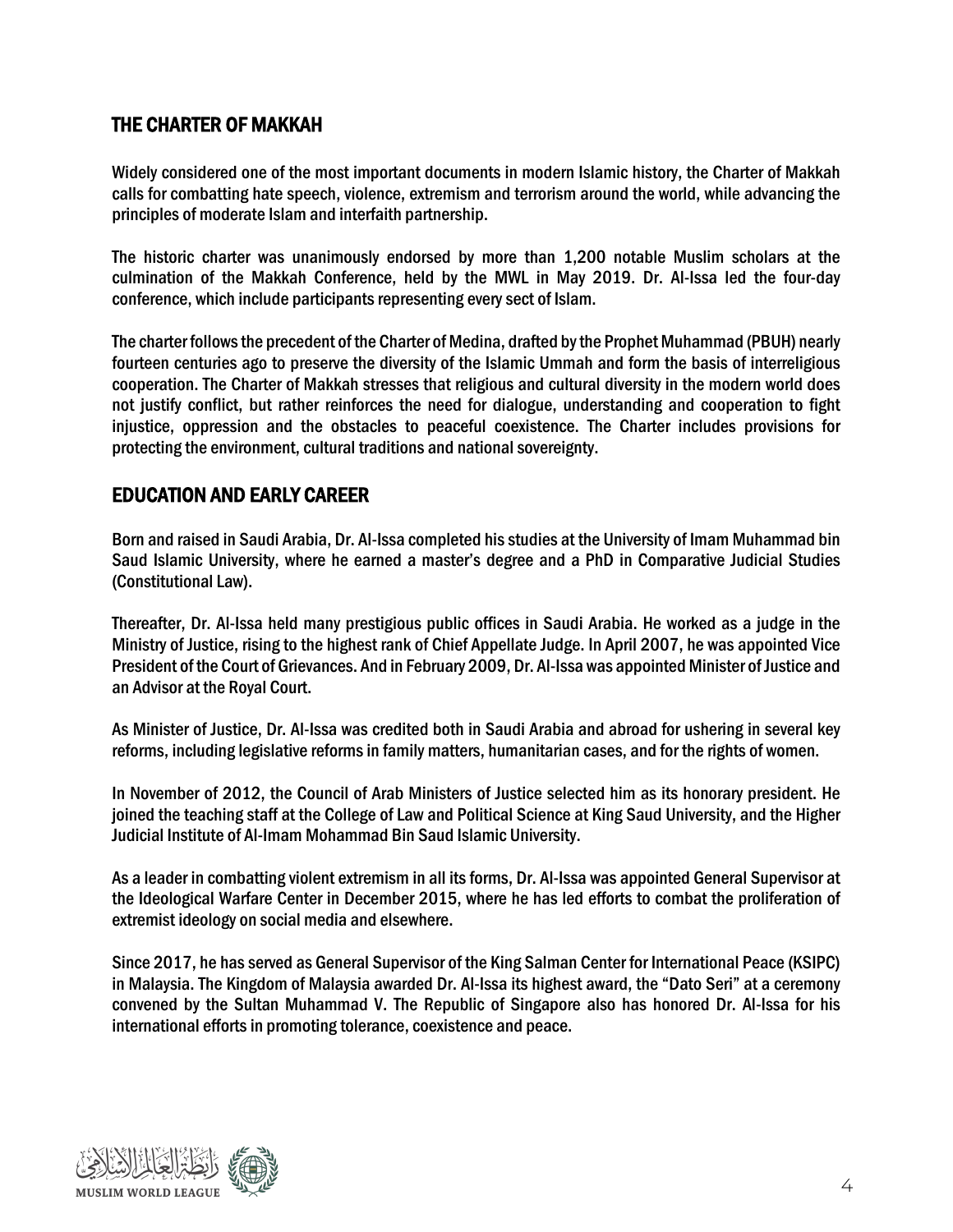## THE CHARTER OF MAKKAH

Widely considered one of the most important documents in modern Islamic history, the Charter of Makkah calls for combatting hate speech, violence, extremism and terrorism around the world, while advancing the principles of moderate Islam and interfaith partnership.

The historic charter was unanimously endorsed by more than 1,200 notable Muslim scholars at the culmination of the Makkah Conference, held by the MWL in May 2019. Dr. Al-Issa led the four-day conference, which include participants representing every sect of Islam.

The charter follows the precedent of the Charter of Medina, drafted by the Prophet Muhammad (PBUH) nearly fourteen centuries ago to preserve the diversity of the Islamic Ummah and form the basis of interreligious cooperation. The Charter of Makkah stresses that religious and cultural diversity in the modern world does not justify conflict, but rather reinforces the need for dialogue, understanding and cooperation to fight injustice, oppression and the obstacles to peaceful coexistence. The Charter includes provisions for protecting the environment, cultural traditions and national sovereignty.

## EDUCATION AND EARLY CAREER

Born and raised in Saudi Arabia, Dr. Al-Issa completed his studies at the University of Imam Muhammad bin Saud Islamic University, where he earned a master's degree and a PhD in Comparative Judicial Studies (Constitutional Law).

Thereafter, Dr. Al-Issa held many prestigious public offices in Saudi Arabia. He worked as a judge in the Ministry of Justice, rising to the highest rank of Chief Appellate Judge. In April 2007, he was appointed Vice President of the Court of Grievances. And in February 2009, Dr. Al-Issa was appointed Minister of Justice and an Advisor at the Royal Court.

As Minister of Justice, Dr. Al-Issa was credited both in Saudi Arabia and abroad for ushering in several key reforms, including legislative reforms in family matters, humanitarian cases, and for the rights of women.

In November of 2012, the Council of Arab Ministers of Justice selected him as its honorary president. He joined the teaching staff at the College of Law and Political Science at King Saud University, and the Higher Judicial Institute of Al-Imam Mohammad Bin Saud Islamic University.

As a leader in combatting violent extremism in all its forms, Dr. Al-Issa was appointed General Supervisor at the Ideological Warfare Center in December 2015, where he has led efforts to combat the proliferation of extremist ideology on social media and elsewhere.

Since 2017, he has served as General Supervisor of the King Salman Center for International Peace (KSIPC) in Malaysia. The Kingdom of Malaysia awarded Dr. Al-Issa its highest award, the "Dato Seri" at a ceremony convened by the Sultan Muhammad V. The Republic of Singapore also has honored Dr. Al-Issa for his international efforts in promoting tolerance, coexistence and peace.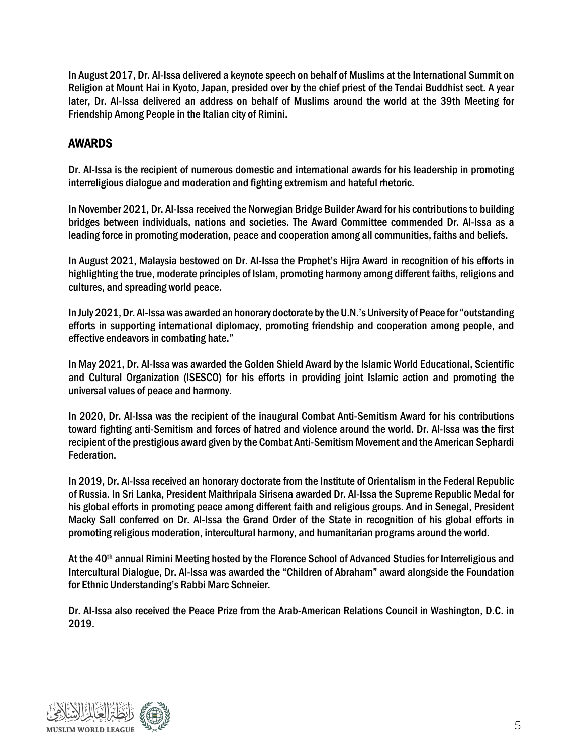In August 2017, Dr. Al-Issa delivered a keynote speech on behalf of Muslims at the International Summit on Religion at Mount Hai in Kyoto, Japan, presided over by the chief priest of the Tendai Buddhist sect. A year later, Dr. Al-Issa delivered an address on behalf of Muslims around the world at the 39th Meeting for Friendship Among People in the Italian city of Rimini.

## AWARDS

Dr. Al-Issa is the recipient of numerous domestic and international awards for his leadership in promoting interreligious dialogue and moderation and fighting extremism and hateful rhetoric.

In November 2021, Dr. Al-Issa received the Norwegian Bridge Builder Award for his contributions to building bridges between individuals, nations and societies. The Award Committee commended Dr. Al-Issa as a leading force in promoting moderation, peace and cooperation among all communities, faiths and beliefs.

In August 2021, Malaysia bestowed on Dr. Al-Issa the Prophet's Hijra Award in recognition of his efforts in highlighting the true, moderate principles of Islam, promoting harmony among different faiths, religions and cultures, and spreading world peace.

In July 2021, Dr. Al-Issa was awarded an honorary doctorate by the U.N.'s University of Peace for "outstanding efforts in supporting international diplomacy, promoting friendship and cooperation among people, and effective endeavors in combating hate."

In May 2021, Dr. Al-Issa was awarded the Golden Shield Award by the Islamic World Educational, Scientific and Cultural Organization (ISESCO) for his efforts in providing joint Islamic action and promoting the universal values of peace and harmony.

In 2020, Dr. Al-Issa was the recipient of the inaugural Combat Anti-Semitism Award for his contributions toward fighting anti-Semitism and forces of hatred and violence around the world. Dr. Al-Issa was the first recipient of the prestigious award given by the Combat Anti-Semitism Movement and the American Sephardi Federation.

In 2019, Dr. Al-Issa received an honorary doctorate from the Institute of Orientalism in the Federal Republic of Russia. In Sri Lanka, President Maithripala Sirisena awarded Dr. Al-Issa the Supreme Republic Medal for his global efforts in promoting peace among different faith and religious groups. And in Senegal, President Macky Sall conferred on Dr. Al-Issa the Grand Order of the State in recognition of his global efforts in promoting religious moderation, intercultural harmony, and humanitarian programs around the world.

At the 40th annual Rimini Meeting hosted by the Florence School of Advanced Studies for Interreligious and Intercultural Dialogue, Dr. Al-Issa was awarded the "Children of Abraham" award alongside the Foundation for Ethnic Understanding's Rabbi Marc Schneier.

Dr. Al-Issa also received the Peace Prize from the Arab-American Relations Council in Washington, D.C. in 2019.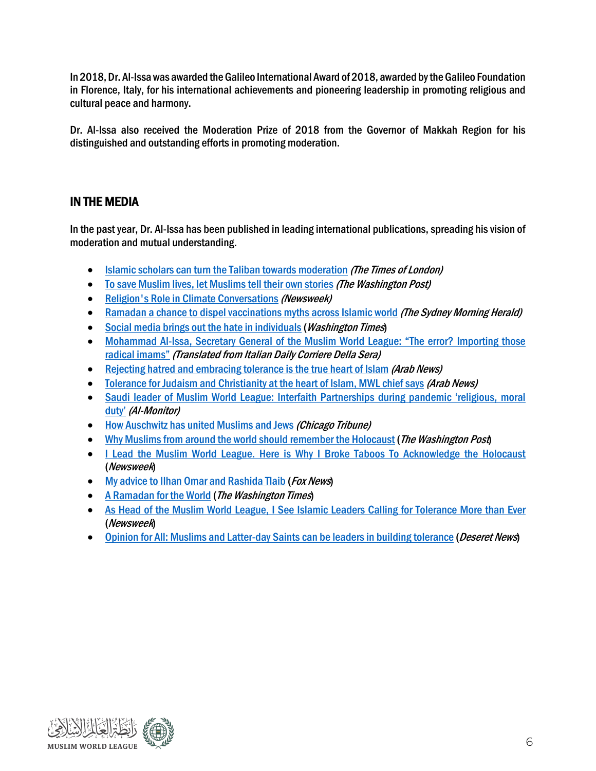In 2018, Dr. Al-Issa was awarded the Galileo International Award of 2018, awarded by the Galileo Foundation in Florence, Italy, for his international achievements and pioneering leadership in promoting religious and cultural peace and harmony.

Dr. Al-Issa also received the Moderation Prize of 2018 from the Governor of Makkah Region for his distinguished and outstanding efforts in promoting moderation.

## IN THE MEDIA

In the past year, Dr. Al-Issa has been published in leading international publications, spreading his vision of moderation and mutual understanding.

- Islamic scholars can turn the Taliban towards moderation *(The Times of London)*
- To save Muslim lives, let Muslims tell their own stories *(The Washington Post)*
- Religion's Role in Climate Conversations *(Newsweek)*
- Ramadan a chance to dispel vaccinations myths across Islamic world *(The Sydney Morning Herald)*
- Social media brings out the hate in individuals (*Washington Times*)
- Mohammad Al-Issa, Secretary General of the Muslim World League: "The error? Importing those radical imams" *(Translated from Italian Daily Corriere Della Sera)*
- Rejecting hatred and embracing tolerance is the true heart of Islam *(Arab News)*
- Tolerance for Judaism and Christianity at the heart of Islam, MWL chief says *(Arab News)*
- Saudi leader of Muslim World League: Interfaith Partnerships during pandemic 'religious, moral duty' *(Al-Monitor)*
- How Auschwitz has united Muslims and Jews *(Chicago Tribune)*
- Why Muslims from around the world should remember the Holocaust (*The Washington Post*)
- I Lead the Muslim World League. Here is Why I Broke Taboos To Acknowledge the Holocaust (*Newsweek*)
- My advice to Ilhan Omar and Rashida Tlaib (*Fox News*)
- A Ramadan for the World (*The Washington Times*)
- As Head of the Muslim World League, I See Islamic Leaders Calling for Tolerance More than Ever (*Newsweek*)
- Opinion for All: Muslims and Latter-day Saints can be leaders in building tolerance (*Deseret News*)